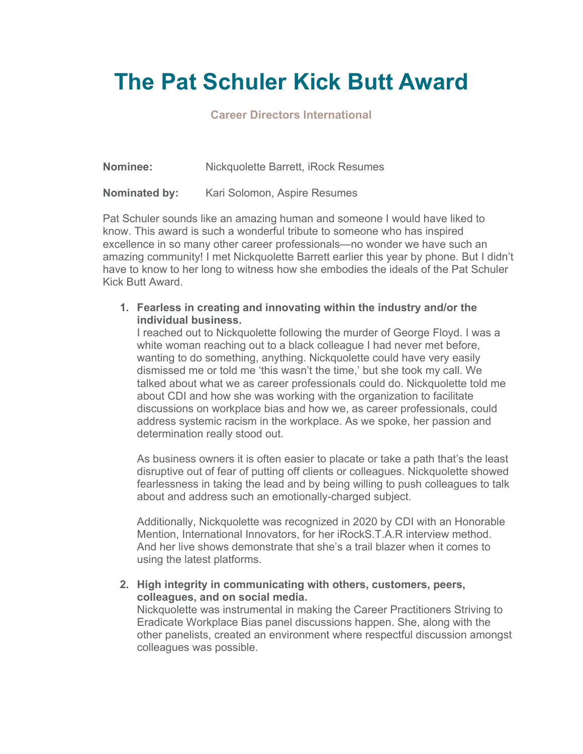# The Pat Schuler Kick Butt Award

**Career Directors International**

**Nominee:** Nickquolette Barrett, iRock Resumes

**Nominated by:** Kari Solomon, Aspire Resumes

Pat Schuler sounds like an amazing human and someone I would have liked to know. This award is such a wonderful tribute to someone who has inspired excellence in so many other career professionals—no wonder we have such an amazing community! I met Nickquolette Barrett earlier this year by phone. But I didn't have to know to her long to witness how she embodies the ideals of the Pat Schuler Kick Butt Award.

1. **Fearless in creating and innovating within the industry and/or the individual business.**
   I reached out to Nickquolette following the murder of George Floyd. I was a white woman reaching out to a black colleague I had never met before, wanting to do something, anything. Nickquolette could have very easily dismissed me or told me 'this wasn't the time,' but she took my call. We talked about what we as career professionals could do. Nickquolette told me about CDI and how she was working with the organization to facilitate discussions on workplace bias and how we, as career professionals, could address systemic racism in the workplace. As we spoke, her passion and determination really stood out.

   As business owners it is often easier to placate or take a path that's the least disruptive out of fear of putting off clients or colleagues. Nickquolette showed fearlessness in taking the lead and by being willing to push colleagues to talk about and address such an emotionally-charged subject.

   Additionally, Nickquolette was recognized in 2020 by CDI with an Honorable Mention, International Innovators, for her iRockS.T.A.R interview method. And her live shows demonstrate that she's a trail blazer when it comes to using the latest platforms.

2. **High integrity in communicating with others, customers, peers, colleagues, and on social media.**
   Nickquolette was instrumental in making the Career Practitioners Striving to Eradicate Workplace Bias panel discussions happen. She, along with the other panelists, created an environment where respectful discussion amongst colleagues was possible.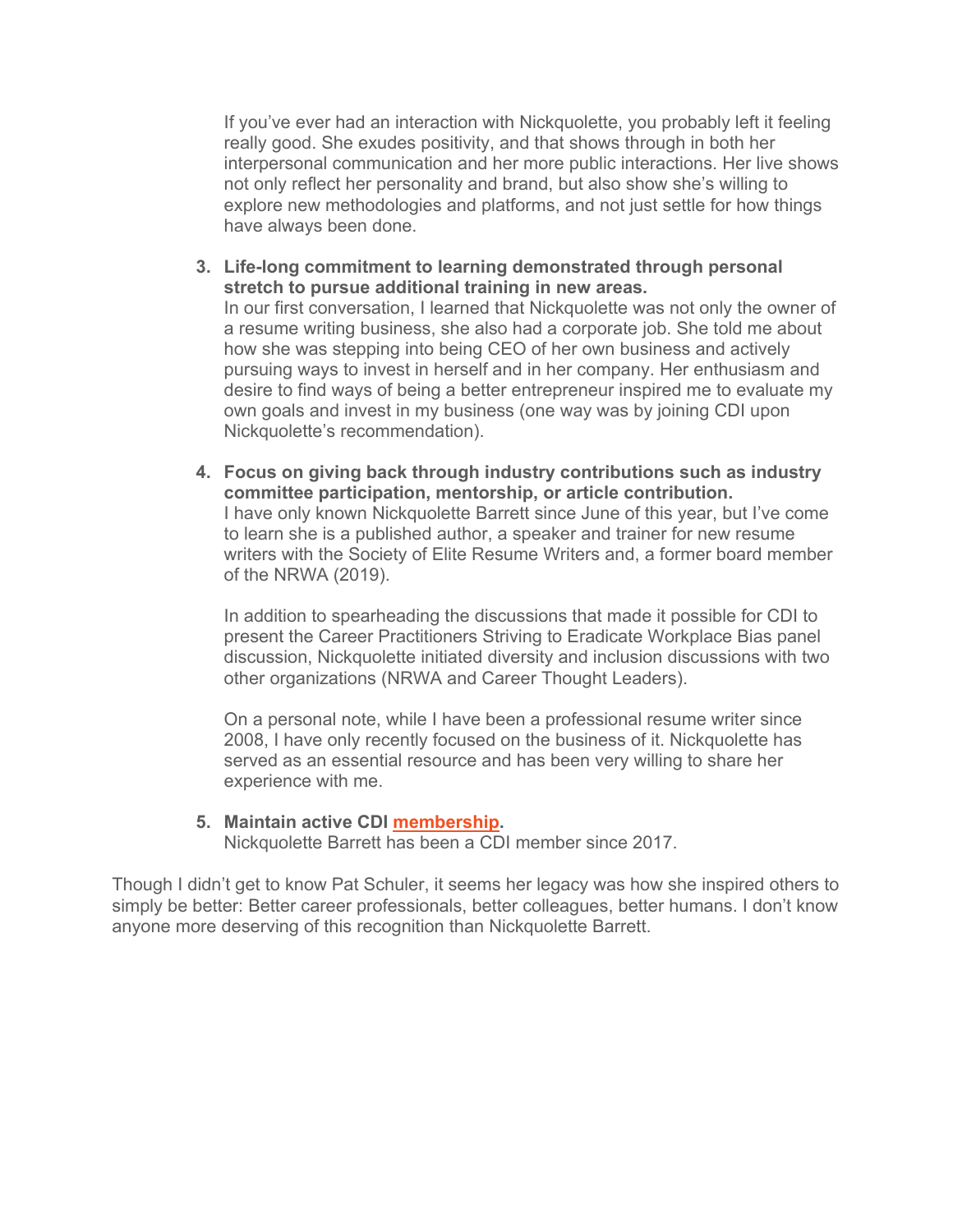If you've ever had an interaction with Nickquolette, you probably left it feeling really good. She exudes positivity, and that shows through in both her interpersonal communication and her more public interactions. Her live shows not only reflect her personality and brand, but also show she's willing to explore new methodologies and platforms, and not just settle for how things have always been done.

3. **Life-long commitment to learning demonstrated through personal stretch to pursue additional training in new areas.**
   In our first conversation, I learned that Nickquolette was not only the owner of a resume writing business, she also had a corporate job. She told me about how she was stepping into being CEO of her own business and actively pursuing ways to invest in herself and in her company. Her enthusiasm and desire to find ways of being a better entrepreneur inspired me to evaluate my own goals and invest in my business (one way was by joining CDI upon Nickquolette's recommendation).

4. **Focus on giving back through industry contributions such as industry committee participation, mentorship, or article contribution.**
   I have only known Nickquolette Barrett since June of this year, but I've come to learn she is a published author, a speaker and trainer for new resume writers with the Society of Elite Resume Writers and, a former board member of the NRWA (2019).

   In addition to spearheading the discussions that made it possible for CDI to present the Career Practitioners Striving to Eradicate Workplace Bias panel discussion, Nickquolette initiated diversity and inclusion discussions with two other organizations (NRWA and Career Thought Leaders).

   On a personal note, while I have been a professional resume writer since 2008, I have only recently focused on the business of it. Nickquolette has served as an essential resource and has been very willing to share her experience with me.

5. **Maintain active CDI membership.**
   Nickquolette Barrett has been a CDI member since 2017.

Though I didn't get to know Pat Schuler, it seems her legacy was how she inspired others to simply be better: Better career professionals, better colleagues, better humans. I don't know anyone more deserving of this recognition than Nickquolette Barrett.